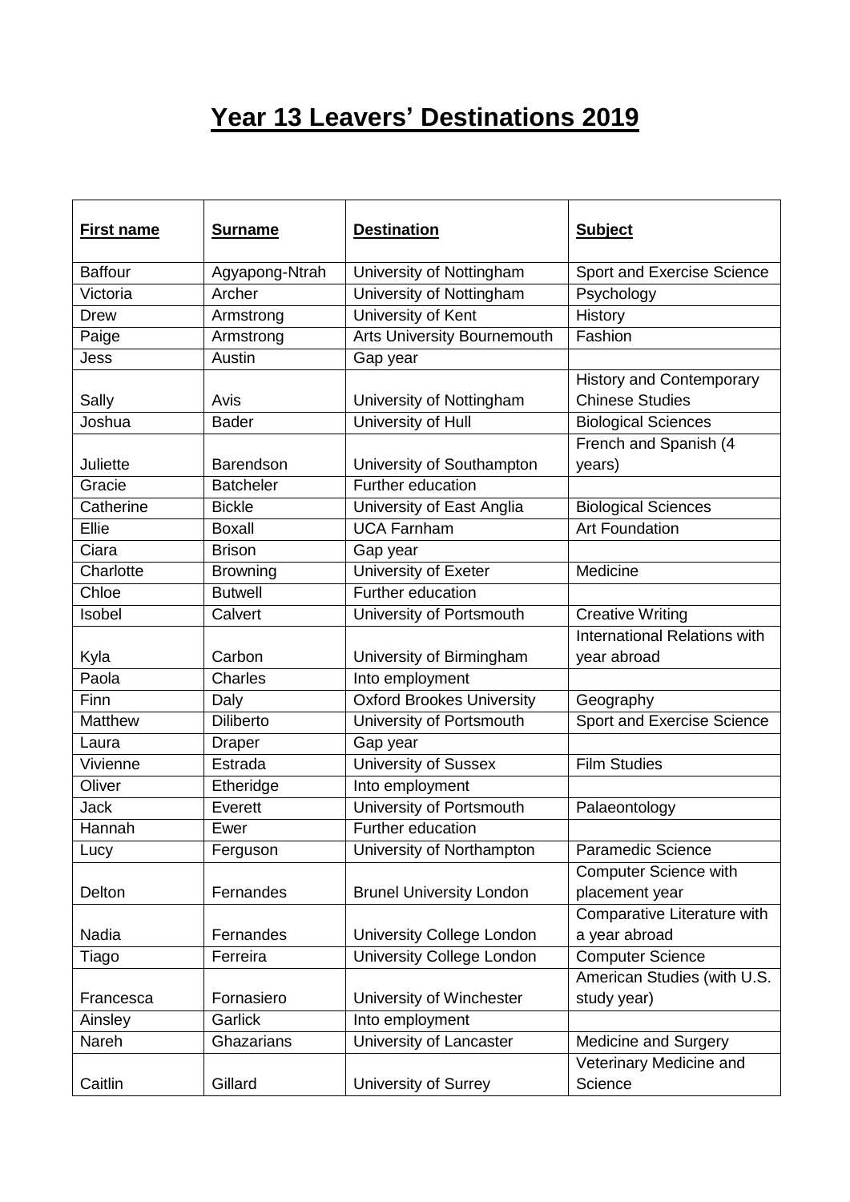# Year 13 Leavers' Destinations 2019

| First name | Surname | Destination | Subject |
|---|---|---|---|
| Baffour | Agyapong-Ntrah | University of Nottingham | Sport and Exercise Science |
| Victoria | Archer | University of Nottingham | Psychology |
| Drew | Armstrong | University of Kent | History |
| Paige | Armstrong | Arts University Bournemouth | Fashion |
| Jess | Austin | Gap year | |
| Sally | Avis | University of Nottingham | History and Contemporary Chinese Studies |
| Joshua | Bader | University of Hull | Biological Sciences |
| Juliette | Barendson | University of Southampton | French and Spanish (4 years) |
| Gracie | Batcheler | Further education | |
| Catherine | Bickle | University of East Anglia | Biological Sciences |
| Ellie | Boxall | UCA Farnham | Art Foundation |
| Ciara | Brison | Gap year | |
| Charlotte | Browning | University of Exeter | Medicine |
| Chloe | Butwell | Further education | |
| Isobel | Calvert | University of Portsmouth | Creative Writing |
| Kyla | Carbon | University of Birmingham | International Relations with year abroad |
| Paola | Charles | Into employment | |
| Finn | Daly | Oxford Brookes University | Geography |
| Matthew | Diliberto | University of Portsmouth | Sport and Exercise Science |
| Laura | Draper | Gap year | |
| Vivienne | Estrada | University of Sussex | Film Studies |
| Oliver | Etheridge | Into employment | |
| Jack | Everett | University of Portsmouth | Palaeontology |
| Hannah | Ewer | Further education | |
| Lucy | Ferguson | University of Northampton | Paramedic Science |
| Delton | Fernandes | Brunel University London | Computer Science with placement year |
| Nadia | Fernandes | University College London | Comparative Literature with a year abroad |
| Tiago | Ferreira | University College London | Computer Science |
| Francesca | Fornasiero | University of Winchester | American Studies (with U.S. study year) |
| Ainsley | Garlick | Into employment | |
| Nareh | Ghazarians | University of Lancaster | Medicine and Surgery |
| Caitlin | Gillard | University of Surrey | Veterinary Medicine and Science |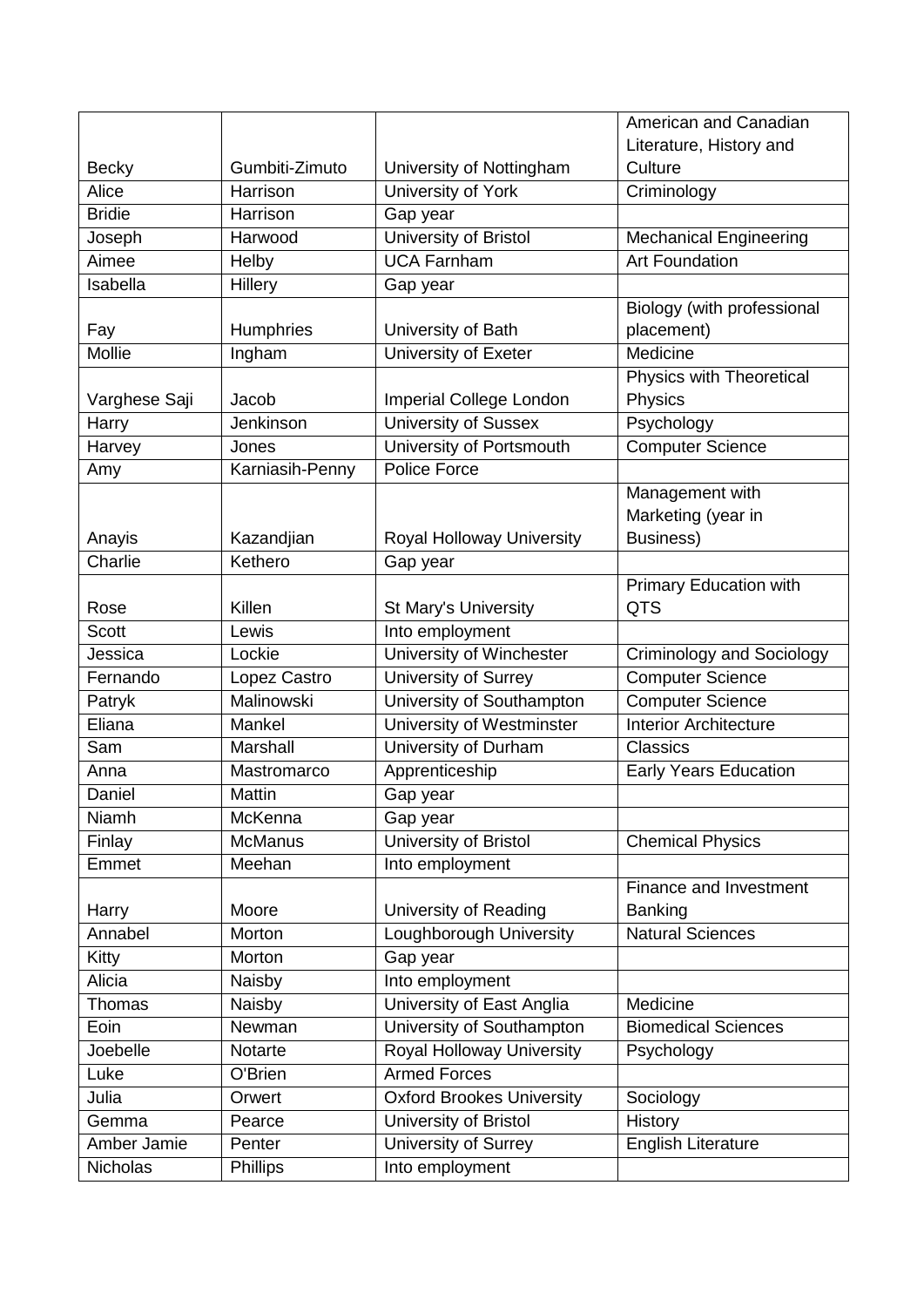| | | | |
|---|---|---|---|
| Becky | Gumbiti-Zimuto | University of Nottingham | American and Canadian Literature, History and Culture |
| Alice | Harrison | University of York | Criminology |
| Bridie | Harrison | Gap year | |
| Joseph | Harwood | University of Bristol | Mechanical Engineering |
| Aimee | Helby | UCA Farnham | Art Foundation |
| Isabella | Hillery | Gap year | |
| Fay | Humphries | University of Bath | Biology (with professional placement) |
| Mollie | Ingham | University of Exeter | Medicine |
| Varghese Saji | Jacob | Imperial College London | Physics with Theoretical Physics |
| Harry | Jenkinson | University of Sussex | Psychology |
| Harvey | Jones | University of Portsmouth | Computer Science |
| Amy | Karniasih-Penny | Police Force | |
| Anayis | Kazandjian | Royal Holloway University | Management with Marketing (year in Business) |
| Charlie | Kethero | Gap year | |
| Rose | Killen | St Mary's University | Primary Education with QTS |
| Scott | Lewis | Into employment | |
| Jessica | Lockie | University of Winchester | Criminology and Sociology |
| Fernando | Lopez Castro | University of Surrey | Computer Science |
| Patryk | Malinowski | University of Southampton | Computer Science |
| Eliana | Mankel | University of Westminster | Interior Architecture |
| Sam | Marshall | University of Durham | Classics |
| Anna | Mastromarco | Apprenticeship | Early Years Education |
| Daniel | Mattin | Gap year | |
| Niamh | McKenna | Gap year | |
| Finlay | McManus | University of Bristol | Chemical Physics |
| Emmet | Meehan | Into employment | |
| Harry | Moore | University of Reading | Finance and Investment Banking |
| Annabel | Morton | Loughborough University | Natural Sciences |
| Kitty | Morton | Gap year | |
| Alicia | Naisby | Into employment | |
| Thomas | Naisby | University of East Anglia | Medicine |
| Eoin | Newman | University of Southampton | Biomedical Sciences |
| Joebelle | Notarte | Royal Holloway University | Psychology |
| Luke | O'Brien | Armed Forces | |
| Julia | Orwert | Oxford Brookes University | Sociology |
| Gemma | Pearce | University of Bristol | History |
| Amber Jamie | Penter | University of Surrey | English Literature |
| Nicholas | Phillips | Into employment | |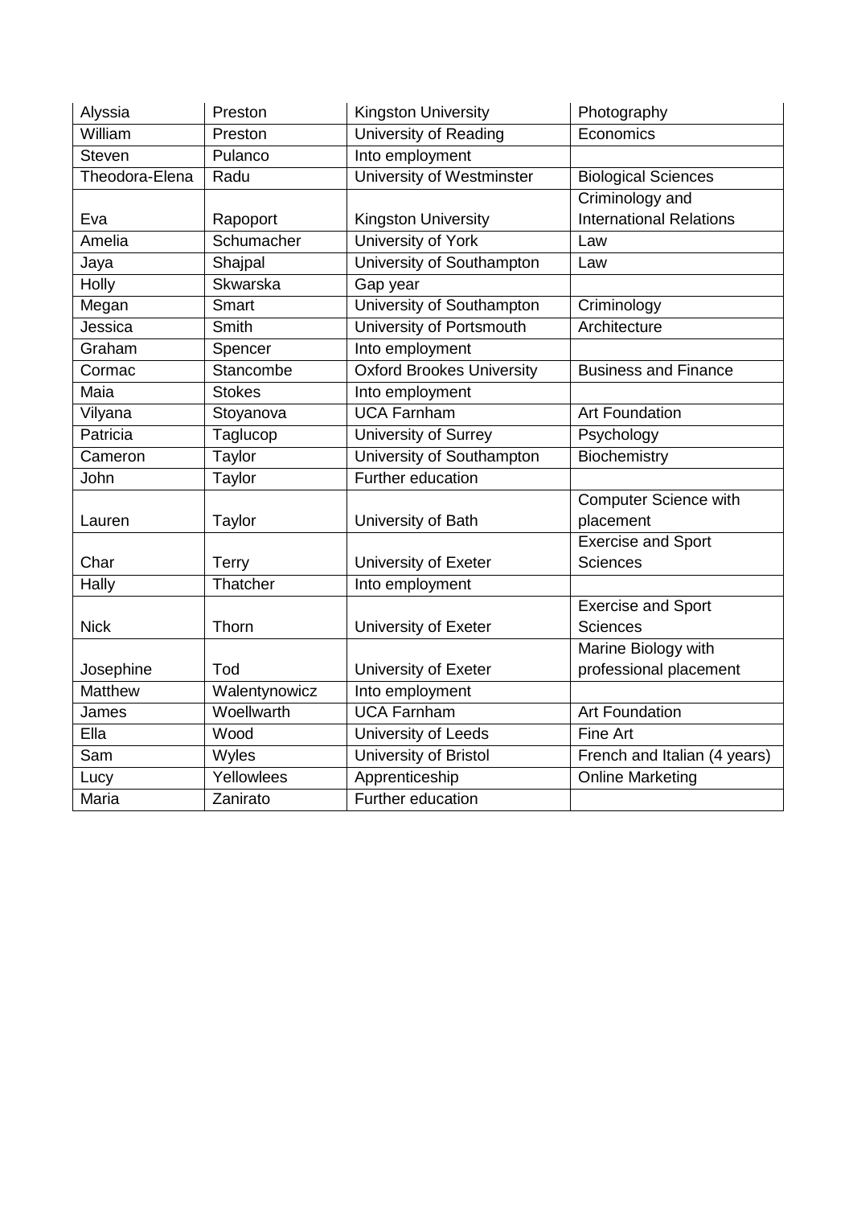| | | | |
|---|---|---|---|
| Alyssia | Preston | Kingston University | Photography |
| William | Preston | University of Reading | Economics |
| Steven | Pulanco | Into employment | |
| Theodora-Elena | Radu | University of Westminster | Biological Sciences |
| Eva | Rapoport | Kingston University | Criminology and International Relations |
| Amelia | Schumacher | University of York | Law |
| Jaya | Shajpal | University of Southampton | Law |
| Holly | Skwarska | Gap year | |
| Megan | Smart | University of Southampton | Criminology |
| Jessica | Smith | University of Portsmouth | Architecture |
| Graham | Spencer | Into employment | |
| Cormac | Stancombe | Oxford Brookes University | Business and Finance |
| Maia | Stokes | Into employment | |
| Vilyana | Stoyanova | UCA Farnham | Art Foundation |
| Patricia | Taglucop | University of Surrey | Psychology |
| Cameron | Taylor | University of Southampton | Biochemistry |
| John | Taylor | Further education | |
| Lauren | Taylor | University of Bath | Computer Science with placement |
| Char | Terry | University of Exeter | Exercise and Sport Sciences |
| Hally | Thatcher | Into employment | |
| Nick | Thorn | University of Exeter | Exercise and Sport Sciences |
| Josephine | Tod | University of Exeter | Marine Biology with professional placement |
| Matthew | Walentynowicz | Into employment | |
| James | Woellwarth | UCA Farnham | Art Foundation |
| Ella | Wood | University of Leeds | Fine Art |
| Sam | Wyles | University of Bristol | French and Italian (4 years) |
| Lucy | Yellowlees | Apprenticeship | Online Marketing |
| Maria | Zanirato | Further education | |